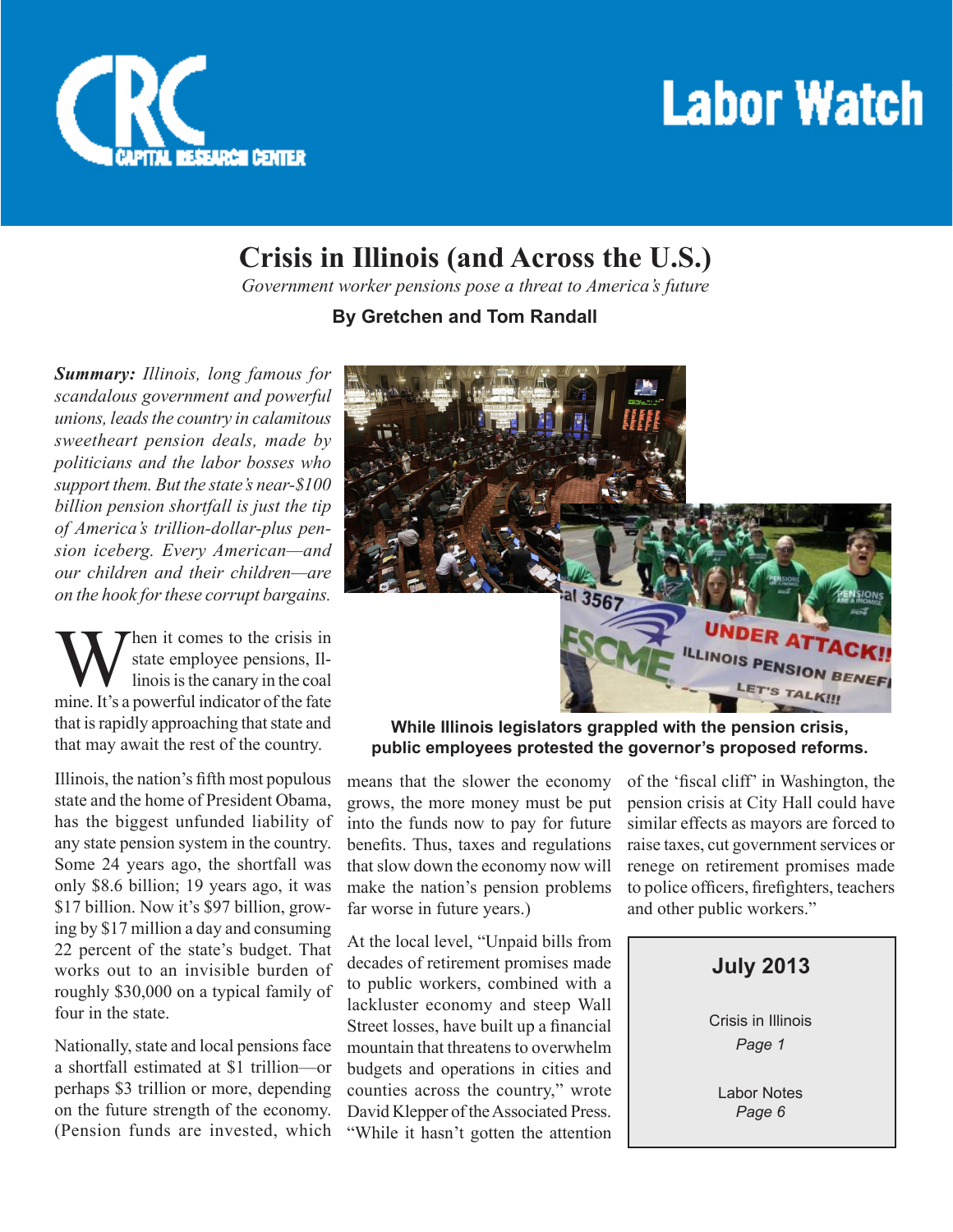# Labor Watch

## Crisis in Illinois (and Across the U.S.)

*Government worker pensions pose a threat to America's future*

**By Gretchen and Tom Randall**

***Summary:*** *Illinois, long famous for scandalous government and powerful unions, leads the country in calamitous sweetheart pension deals, made by politicians and the labor bosses who support them. But the state's near-$100 billion pension shortfall is just the tip of America's trillion-dollar-plus pension iceberg. Every American—and our children and their children—are on the hook for these corrupt bargains.*

When it comes to the crisis in state employee pensions, Illinois is the canary in the coal mine. It's a powerful indicator of the fate that is rapidly approaching that state and that may await the rest of the country.

Illinois, the nation's fifth most populous state and the home of President Obama, has the biggest unfunded liability of any state pension system in the country. Some 24 years ago, the shortfall was only $8.6 billion; 19 years ago, it was $17 billion. Now it's $97 billion, growing by $17 million a day and consuming 22 percent of the state's budget. That works out to an invisible burden of roughly $30,000 on a typical family of four in the state.

Nationally, state and local pensions face a shortfall estimated at $1 trillion—or perhaps $3 trillion or more, depending on the future strength of the economy. (Pension funds are invested, which means that the slower the economy grows, the more money must be put into the funds now to pay for future benefits. Thus, taxes and regulations that slow down the economy now will make the nation's pension problems far worse in future years.)

At the local level, "Unpaid bills from decades of retirement promises made to public workers, combined with a lackluster economy and steep Wall Street losses, have built up a financial mountain that threatens to overwhelm budgets and operations in cities and counties across the country," wrote David Klepper of the Associated Press. "While it hasn't gotten the attention of the 'fiscal cliff' in Washington, the pension crisis at City Hall could have similar effects as mayors are forced to raise taxes, cut government services or renege on retirement promises made to police officers, firefighters, teachers and other public workers."

**While Illinois legislators grappled with the pension crisis, public employees protested the governor's proposed reforms.**

**July 2013**

Crisis in Illinois
*Page 1*

Labor Notes
*Page 6*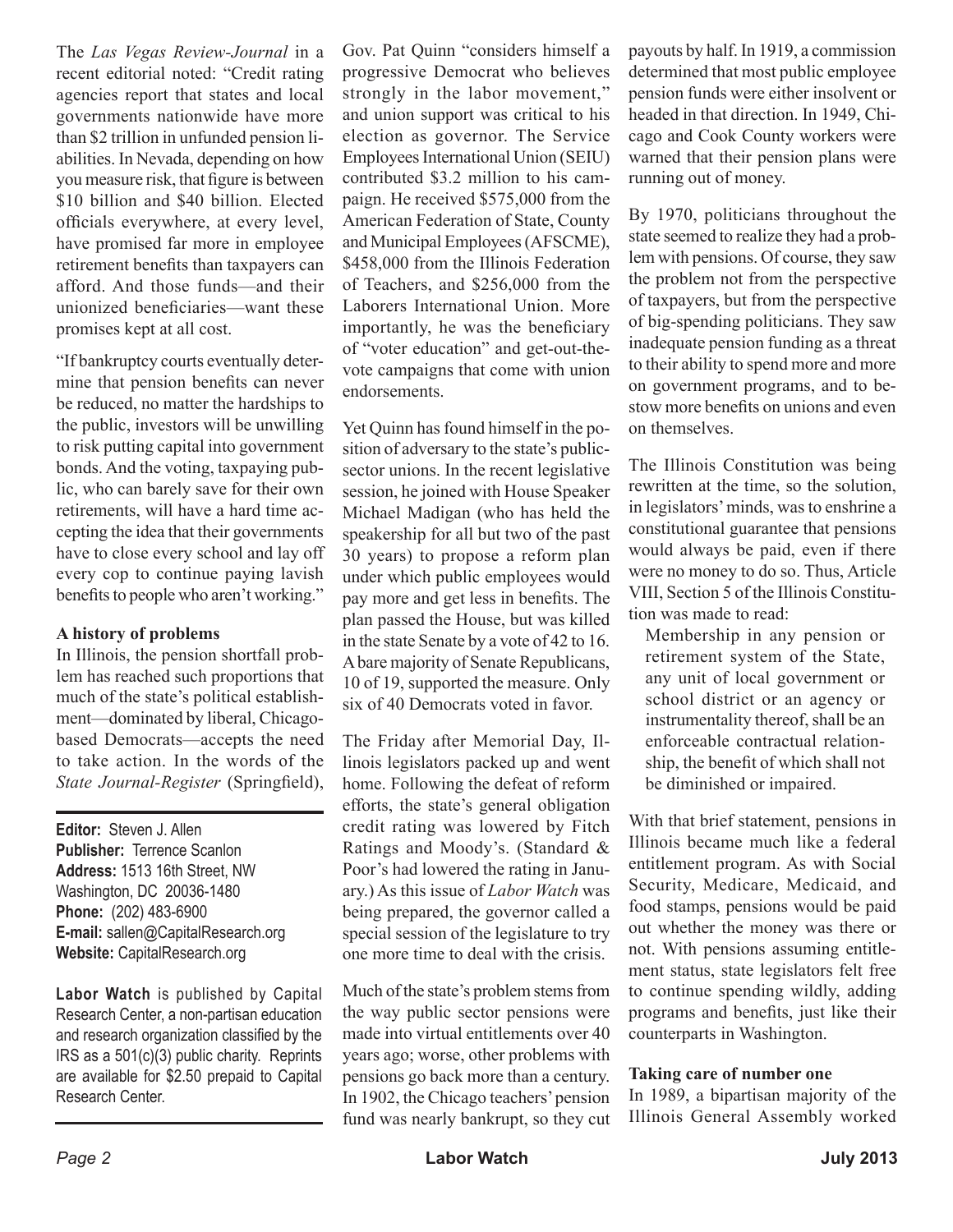The *Las Vegas Review-Journal* in a recent editorial noted: "Credit rating agencies report that states and local governments nationwide have more than $2 trillion in unfunded pension liabilities. In Nevada, depending on how you measure risk, that figure is between $10 billion and $40 billion. Elected officials everywhere, at every level, have promised far more in employee retirement benefits than taxpayers can afford. And those funds—and their unionized beneficiaries—want these promises kept at all cost.

"If bankruptcy courts eventually determine that pension benefits can never be reduced, no matter the hardships to the public, investors will be unwilling to risk putting capital into government bonds. And the voting, taxpaying public, who can barely save for their own retirements, will have a hard time accepting the idea that their governments have to close every school and lay off every cop to continue paying lavish benefits to people who aren't working."

**A history of problems**

In Illinois, the pension shortfall problem has reached such proportions that much of the state's political establishment—dominated by liberal, Chicago-based Democrats—accepts the need to take action. In the words of the *State Journal-Register* (Springfield), Gov. Pat Quinn "considers himself a progressive Democrat who believes strongly in the labor movement," and union support was critical to his election as governor. The Service Employees International Union (SEIU) contributed $3.2 million to his campaign. He received $575,000 from the American Federation of State, County and Municipal Employees (AFSCME), $458,000 from the Illinois Federation of Teachers, and $256,000 from the Laborers International Union. More importantly, he was the beneficiary of "voter education" and get-out-the-vote campaigns that come with union endorsements.

Yet Quinn has found himself in the position of adversary to the state's public-sector unions. In the recent legislative session, he joined with House Speaker Michael Madigan (who has held the speakership for all but two of the past 30 years) to propose a reform plan under which public employees would pay more and get less in benefits. The plan passed the House, but was killed in the state Senate by a vote of 42 to 16. A bare majority of Senate Republicans, 10 of 19, supported the measure. Only six of 40 Democrats voted in favor.

The Friday after Memorial Day, Illinois legislators packed up and went home. Following the defeat of reform efforts, the state's general obligation credit rating was lowered by Fitch Ratings and Moody's. (Standard & Poor's had lowered the rating in January.) As this issue of *Labor Watch* was being prepared, the governor called a special session of the legislature to try one more time to deal with the crisis.

Much of the state's problem stems from the way public sector pensions were made into virtual entitlements over 40 years ago; worse, other problems with pensions go back more than a century. In 1902, the Chicago teachers' pension fund was nearly bankrupt, so they cut payouts by half. In 1919, a commission determined that most public employee pension funds were either insolvent or headed in that direction. In 1949, Chicago and Cook County workers were warned that their pension plans were running out of money.

By 1970, politicians throughout the state seemed to realize they had a problem with pensions. Of course, they saw the problem not from the perspective of taxpayers, but from the perspective of big-spending politicians. They saw inadequate pension funding as a threat to their ability to spend more and more on government programs, and to bestow more benefits on unions and even on themselves.

The Illinois Constitution was being rewritten at the time, so the solution, in legislators' minds, was to enshrine a constitutional guarantee that pensions would always be paid, even if there were no money to do so. Thus, Article VIII, Section 5 of the Illinois Constitution was made to read:

> Membership in any pension or retirement system of the State, any unit of local government or school district or an agency or instrumentality thereof, shall be an enforceable contractual relationship, the benefit of which shall not be diminished or impaired.

With that brief statement, pensions in Illinois became much like a federal entitlement program. As with Social Security, Medicare, Medicaid, and food stamps, pensions would be paid out whether the money was there or not. With pensions assuming entitlement status, state legislators felt free to continue spending wildly, adding programs and benefits, just like their counterparts in Washington.

**Taking care of number one**

In 1989, a bipartisan majority of the Illinois General Assembly worked

---

**Editor:** Steven J. Allen
**Publisher:** Terrence Scanlon
**Address:** 1513 16th Street, NW
Washington, DC 20036-1480
**Phone:** (202) 483-6900
**E-mail:** sallen@CapitalResearch.org
**Website:** CapitalResearch.org

**Labor Watch** is published by Capital Research Center, a non-partisan education and research organization classified by the IRS as a 501(c)(3) public charity. Reprints are available for $2.50 prepaid to Capital Research Center.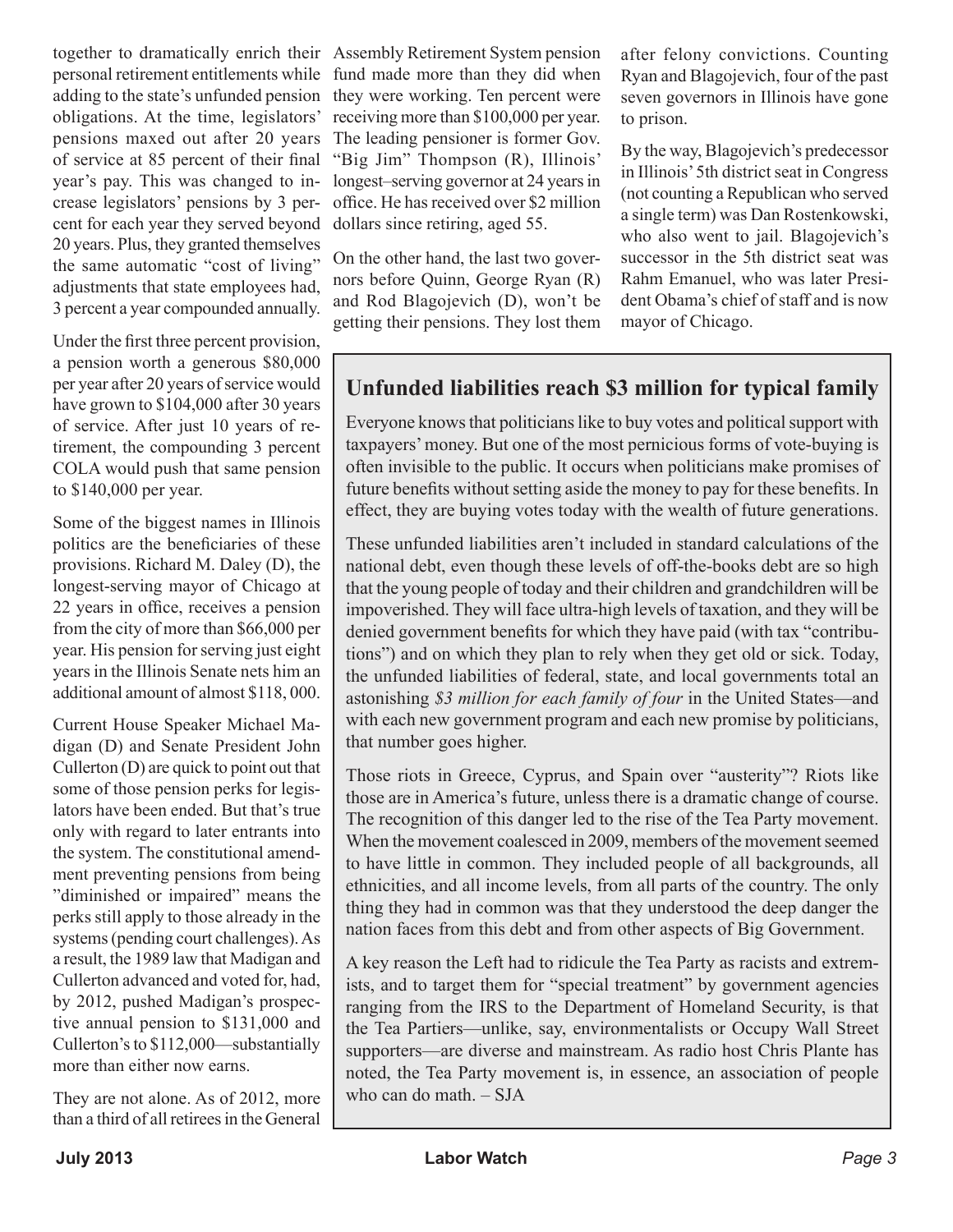together to dramatically enrich their personal retirement entitlements while adding to the state's unfunded pension obligations. At the time, legislators' pensions maxed out after 20 years of service at 85 percent of their final year's pay. This was changed to increase legislators' pensions by 3 percent for each year they served beyond 20 years. Plus, they granted themselves the same automatic "cost of living" adjustments that state employees had, 3 percent a year compounded annually.

Under the first three percent provision, a pension worth a generous $80,000 per year after 20 years of service would have grown to $104,000 after 30 years of service. After just 10 years of retirement, the compounding 3 percent COLA would push that same pension to $140,000 per year.

Some of the biggest names in Illinois politics are the beneficiaries of these provisions. Richard M. Daley (D), the longest-serving mayor of Chicago at 22 years in office, receives a pension from the city of more than $66,000 per year. His pension for serving just eight years in the Illinois Senate nets him an additional amount of almost $118, 000.

Current House Speaker Michael Madigan (D) and Senate President John Cullerton (D) are quick to point out that some of those pension perks for legislators have been ended. But that's true only with regard to later entrants into the system. The constitutional amendment preventing pensions from being "diminished or impaired" means the perks still apply to those already in the systems (pending court challenges). As a result, the 1989 law that Madigan and Cullerton advanced and voted for, had, by 2012, pushed Madigan's prospective annual pension to $131,000 and Cullerton's to $112,000—substantially more than either now earns.

They are not alone. As of 2012, more than a third of all retirees in the General Assembly Retirement System pension fund made more than they did when they were working. Ten percent were receiving more than $100,000 per year. The leading pensioner is former Gov. "Big Jim" Thompson (R), Illinois' longest–serving governor at 24 years in office. He has received over $2 million dollars since retiring, aged 55.

On the other hand, the last two governors before Quinn, George Ryan (R) and Rod Blagojevich (D), won't be getting their pensions. They lost them after felony convictions. Counting Ryan and Blagojevich, four of the past seven governors in Illinois have gone to prison.

By the way, Blagojevich's predecessor in Illinois' 5th district seat in Congress (not counting a Republican who served a single term) was Dan Rostenkowski, who also went to jail. Blagojevich's successor in the 5th district seat was Rahm Emanuel, who was later President Obama's chief of staff and is now mayor of Chicago.

## Unfunded liabilities reach $3 million for typical family

Everyone knows that politicians like to buy votes and political support with taxpayers' money. But one of the most pernicious forms of vote-buying is often invisible to the public. It occurs when politicians make promises of future benefits without setting aside the money to pay for these benefits. In effect, they are buying votes today with the wealth of future generations.

These unfunded liabilities aren't included in standard calculations of the national debt, even though these levels of off-the-books debt are so high that the young people of today and their children and grandchildren will be impoverished. They will face ultra-high levels of taxation, and they will be denied government benefits for which they have paid (with tax "contributions") and on which they plan to rely when they get old or sick. Today, the unfunded liabilities of federal, state, and local governments total an astonishing *$3 million for each family of four* in the United States—and with each new government program and each new promise by politicians, that number goes higher.

Those riots in Greece, Cyprus, and Spain over "austerity"? Riots like those are in America's future, unless there is a dramatic change of course. The recognition of this danger led to the rise of the Tea Party movement. When the movement coalesced in 2009, members of the movement seemed to have little in common. They included people of all backgrounds, all ethnicities, and all income levels, from all parts of the country. The only thing they had in common was that they understood the deep danger the nation faces from this debt and from other aspects of Big Government.

A key reason the Left had to ridicule the Tea Party as racists and extremists, and to target them for "special treatment" by government agencies ranging from the IRS to the Department of Homeland Security, is that the Tea Partiers—unlike, say, environmentalists or Occupy Wall Street supporters—are diverse and mainstream. As radio host Chris Plante has noted, the Tea Party movement is, in essence, an association of people who can do math. – SJA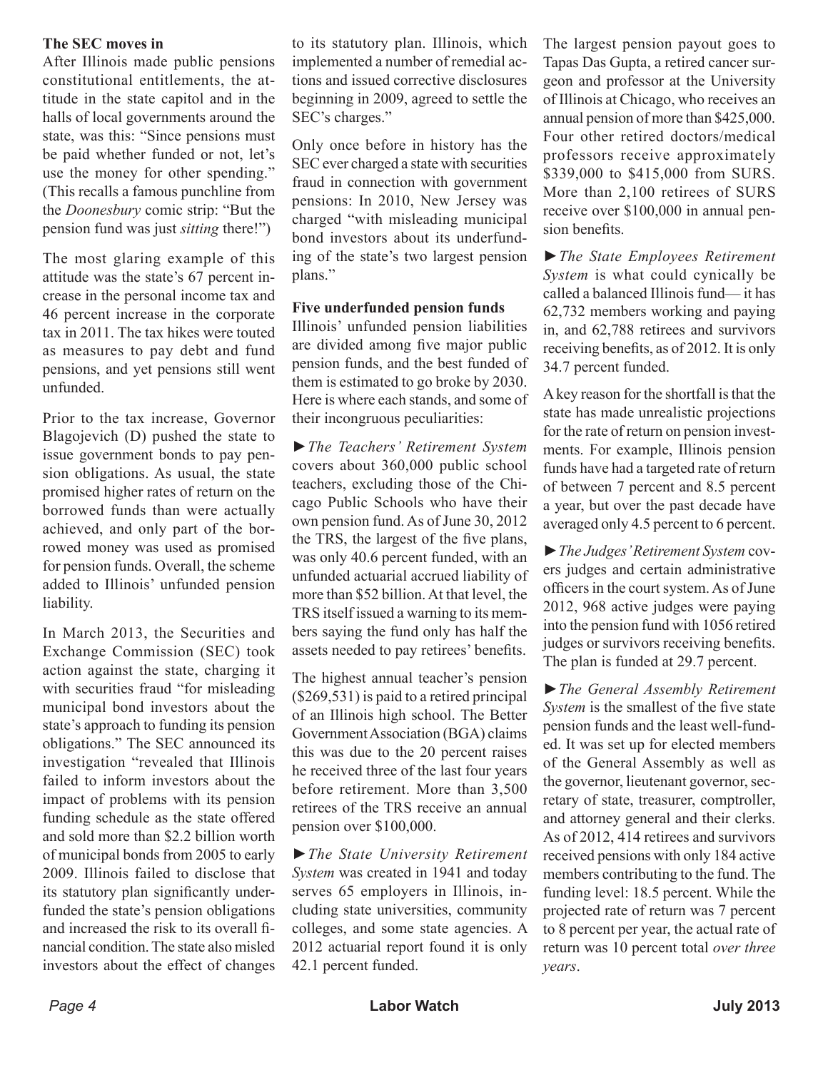### The SEC moves in

After Illinois made public pensions constitutional entitlements, the attitude in the state capitol and in the halls of local governments around the state, was this: "Since pensions must be paid whether funded or not, let's use the money for other spending." (This recalls a famous punchline from the *Doonesbury* comic strip: "But the pension fund was just *sitting* there!")

The most glaring example of this attitude was the state's 67 percent increase in the personal income tax and 46 percent increase in the corporate tax in 2011. The tax hikes were touted as measures to pay debt and fund pensions, and yet pensions still went unfunded.

Prior to the tax increase, Governor Blagojevich (D) pushed the state to issue government bonds to pay pension obligations. As usual, the state promised higher rates of return on the borrowed funds than were actually achieved, and only part of the borrowed money was used as promised for pension funds. Overall, the scheme added to Illinois' unfunded pension liability.

In March 2013, the Securities and Exchange Commission (SEC) took action against the state, charging it with securities fraud "for misleading municipal bond investors about the state's approach to funding its pension obligations." The SEC announced its investigation "revealed that Illinois failed to inform investors about the impact of problems with its pension funding schedule as the state offered and sold more than $2.2 billion worth of municipal bonds from 2005 to early 2009. Illinois failed to disclose that its statutory plan significantly underfunded the state's pension obligations and increased the risk to its overall financial condition. The state also misled investors about the effect of changes to its statutory plan. Illinois, which implemented a number of remedial actions and issued corrective disclosures beginning in 2009, agreed to settle the SEC's charges."

Only once before in history has the SEC ever charged a state with securities fraud in connection with government pensions: In 2010, New Jersey was charged "with misleading municipal bond investors about its underfunding of the state's two largest pension plans."

### Five underfunded pension funds

Illinois' unfunded pension liabilities are divided among five major public pension funds, and the best funded of them is estimated to go broke by 2030. Here is where each stands, and some of their incongruous peculiarities:

►*The Teachers' Retirement System* covers about 360,000 public school teachers, excluding those of the Chicago Public Schools who have their own pension fund. As of June 30, 2012 the TRS, the largest of the five plans, was only 40.6 percent funded, with an unfunded actuarial accrued liability of more than $52 billion. At that level, the TRS itself issued a warning to its members saying the fund only has half the assets needed to pay retirees' benefits.

The highest annual teacher's pension ($269,531) is paid to a retired principal of an Illinois high school. The Better Government Association (BGA) claims this was due to the 20 percent raises he received three of the last four years before retirement. More than 3,500 retirees of the TRS receive an annual pension over $100,000.

►*The State University Retirement System* was created in 1941 and today serves 65 employers in Illinois, including state universities, community colleges, and some state agencies. A 2012 actuarial report found it is only 42.1 percent funded.

The largest pension payout goes to Tapas Das Gupta, a retired cancer surgeon and professor at the University of Illinois at Chicago, who receives an annual pension of more than $425,000. Four other retired doctors/medical professors receive approximately $339,000 to $415,000 from SURS. More than 2,100 retirees of SURS receive over $100,000 in annual pension benefits.

►*The State Employees Retirement System* is what could cynically be called a balanced Illinois fund— it has 62,732 members working and paying in, and 62,788 retirees and survivors receiving benefits, as of 2012. It is only 34.7 percent funded.

A key reason for the shortfall is that the state has made unrealistic projections for the rate of return on pension investments. For example, Illinois pension funds have had a targeted rate of return of between 7 percent and 8.5 percent a year, but over the past decade have averaged only 4.5 percent to 6 percent.

►*The Judges' Retirement System* covers judges and certain administrative officers in the court system. As of June 2012, 968 active judges were paying into the pension fund with 1056 retired judges or survivors receiving benefits. The plan is funded at 29.7 percent.

►*The General Assembly Retirement System* is the smallest of the five state pension funds and the least well-funded. It was set up for elected members of the General Assembly as well as the governor, lieutenant governor, secretary of state, treasurer, comptroller, and attorney general and their clerks. As of 2012, 414 retirees and survivors received pensions with only 184 active members contributing to the fund. The funding level: 18.5 percent. While the projected rate of return was 7 percent to 8 percent per year, the actual rate of return was 10 percent total *over three years*.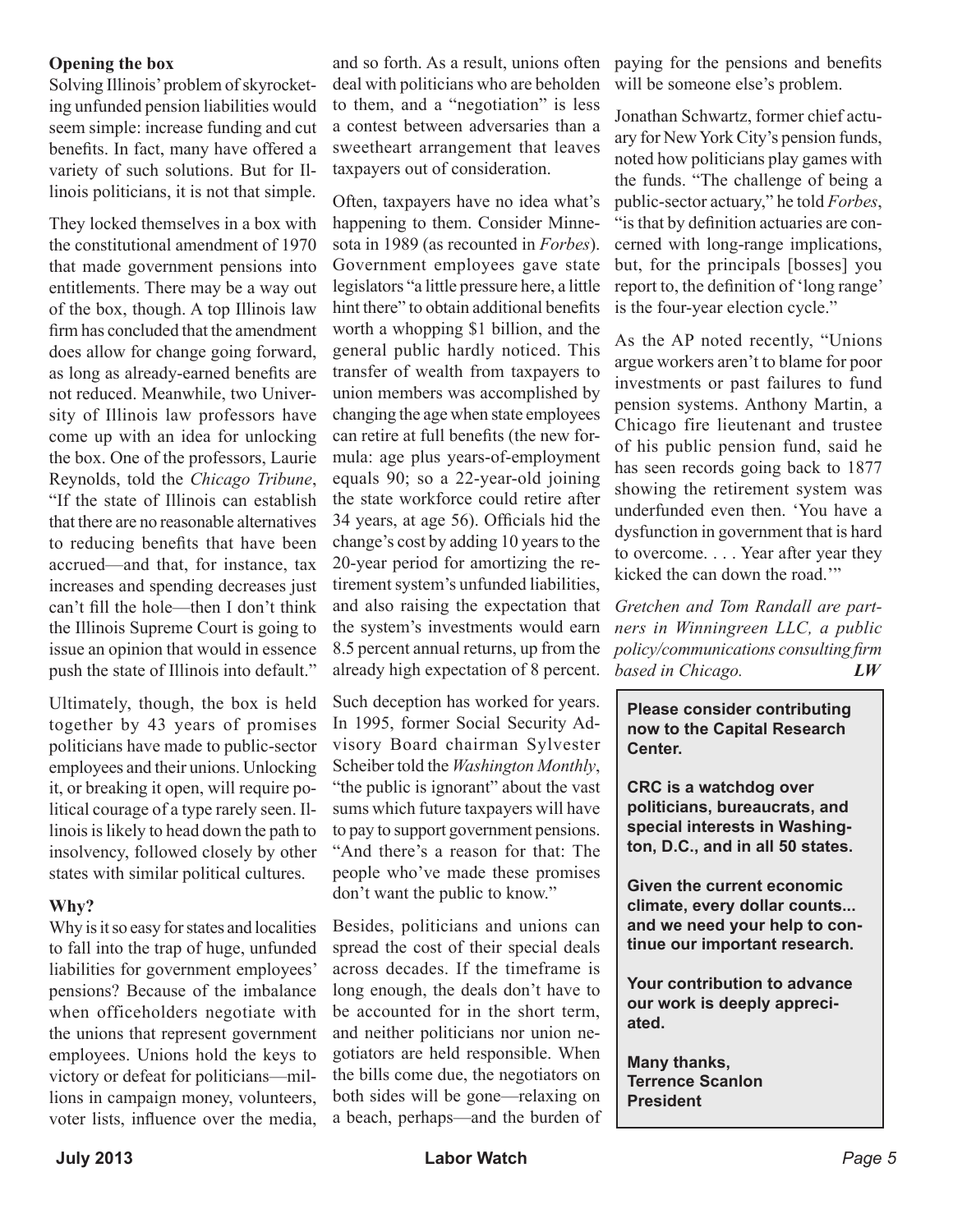## Opening the box

Solving Illinois' problem of skyrocketing unfunded pension liabilities would seem simple: increase funding and cut benefits. In fact, many have offered a variety of such solutions. But for Illinois politicians, it is not that simple.

They locked themselves in a box with the constitutional amendment of 1970 that made government pensions into entitlements. There may be a way out of the box, though. A top Illinois law firm has concluded that the amendment does allow for change going forward, as long as already-earned benefits are not reduced. Meanwhile, two University of Illinois law professors have come up with an idea for unlocking the box. One of the professors, Laurie Reynolds, told the *Chicago Tribune*, "If the state of Illinois can establish that there are no reasonable alternatives to reducing benefits that have been accrued—and that, for instance, tax increases and spending decreases just can't fill the hole—then I don't think the Illinois Supreme Court is going to issue an opinion that would in essence push the state of Illinois into default."

Ultimately, though, the box is held together by 43 years of promises politicians have made to public-sector employees and their unions. Unlocking it, or breaking it open, will require political courage of a type rarely seen. Illinois is likely to head down the path to insolvency, followed closely by other states with similar political cultures.

## Why?

Why is it so easy for states and localities to fall into the trap of huge, unfunded liabilities for government employees' pensions? Because of the imbalance when officeholders negotiate with the unions that represent government employees. Unions hold the keys to victory or defeat for politicians—millions in campaign money, volunteers, voter lists, influence over the media, and so forth. As a result, unions often deal with politicians who are beholden to them, and a "negotiation" is less a contest between adversaries than a sweetheart arrangement that leaves taxpayers out of consideration.

Often, taxpayers have no idea what's happening to them. Consider Minnesota in 1989 (as recounted in *Forbes*). Government employees gave state legislators "a little pressure here, a little hint there" to obtain additional benefits worth a whopping $1 billion, and the general public hardly noticed. This transfer of wealth from taxpayers to union members was accomplished by changing the age when state employees can retire at full benefits (the new formula: age plus years-of-employment equals 90; so a 22-year-old joining the state workforce could retire after 34 years, at age 56). Officials hid the change's cost by adding 10 years to the 20-year period for amortizing the retirement system's unfunded liabilities, and also raising the expectation that the system's investments would earn 8.5 percent annual returns, up from the already high expectation of 8 percent.

Such deception has worked for years. In 1995, former Social Security Advisory Board chairman Sylvester Scheiber told the *Washington Monthly*, "the public is ignorant" about the vast sums which future taxpayers will have to pay to support government pensions. "And there's a reason for that: The people who've made these promises don't want the public to know."

Besides, politicians and unions can spread the cost of their special deals across decades. If the timeframe is long enough, the deals don't have to be accounted for in the short term, and neither politicians nor union negotiators are held responsible. When the bills come due, the negotiators on both sides will be gone—relaxing on a beach, perhaps—and the burden of paying for the pensions and benefits will be someone else's problem.

Jonathan Schwartz, former chief actuary for New York City's pension funds, noted how politicians play games with the funds. "The challenge of being a public-sector actuary," he told *Forbes*, "is that by definition actuaries are concerned with long-range implications, but, for the principals [bosses] you report to, the definition of 'long range' is the four-year election cycle."

As the AP noted recently, "Unions argue workers aren't to blame for poor investments or past failures to fund pension systems. Anthony Martin, a Chicago fire lieutenant and trustee of his public pension fund, said he has seen records going back to 1877 showing the retirement system was underfunded even then. 'You have a dysfunction in government that is hard to overcome. . . . Year after year they kicked the can down the road.'"

*Gretchen and Tom Randall are partners in Winningreen LLC, a public policy/communications consulting firm based in Chicago.* ***LW***

**Please consider contributing now to the Capital Research Center.**

**CRC is a watchdog over politicians, bureaucrats, and special interests in Washington, D.C., and in all 50 states.**

**Given the current economic climate, every dollar counts... and we need your help to continue our important research.**

**Your contribution to advance our work is deeply appreciated.**

**Many thanks,**
**Terrence Scanlon**
**President**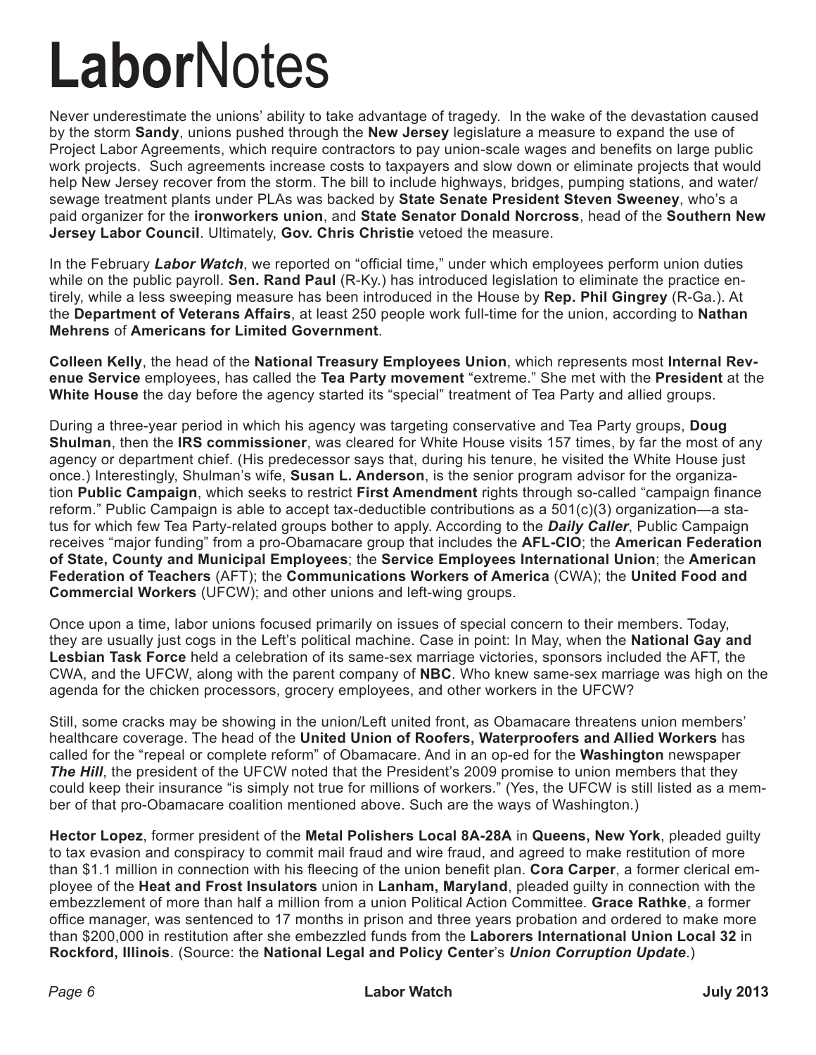# **Labor**Notes

Never underestimate the unions' ability to take advantage of tragedy. In the wake of the devastation caused by the storm **Sandy**, unions pushed through the **New Jersey** legislature a measure to expand the use of Project Labor Agreements, which require contractors to pay union-scale wages and benefits on large public work projects. Such agreements increase costs to taxpayers and slow down or eliminate projects that would help New Jersey recover from the storm. The bill to include highways, bridges, pumping stations, and water/sewage treatment plants under PLAs was backed by **State Senate President Steven Sweeney**, who's a paid organizer for the **ironworkers union**, and **State Senator Donald Norcross**, head of the **Southern New Jersey Labor Council**. Ultimately, **Gov. Chris Christie** vetoed the measure.

In the February ***Labor Watch***, we reported on "official time," under which employees perform union duties while on the public payroll. **Sen. Rand Paul** (R-Ky.) has introduced legislation to eliminate the practice entirely, while a less sweeping measure has been introduced in the House by **Rep. Phil Gingrey** (R-Ga.). At the **Department of Veterans Affairs**, at least 250 people work full-time for the union, according to **Nathan Mehrens** of **Americans for Limited Government**.

**Colleen Kelly**, the head of the **National Treasury Employees Union**, which represents most **Internal Revenue Service** employees, has called the **Tea Party movement** "extreme." She met with the **President** at the **White House** the day before the agency started its "special" treatment of Tea Party and allied groups.

During a three-year period in which his agency was targeting conservative and Tea Party groups, **Doug Shulman**, then the **IRS commissioner**, was cleared for White House visits 157 times, by far the most of any agency or department chief. (His predecessor says that, during his tenure, he visited the White House just once.) Interestingly, Shulman's wife, **Susan L. Anderson**, is the senior program advisor for the organization **Public Campaign**, which seeks to restrict **First Amendment** rights through so-called "campaign finance reform." Public Campaign is able to accept tax-deductible contributions as a 501(c)(3) organization—a status for which few Tea Party-related groups bother to apply. According to the ***Daily Caller***, Public Campaign receives "major funding" from a pro-Obamacare group that includes the **AFL-CIO**; the **American Federation of State, County and Municipal Employees**; the **Service Employees International Union**; the **American Federation of Teachers** (AFT); the **Communications Workers of America** (CWA); the **United Food and Commercial Workers** (UFCW); and other unions and left-wing groups.

Once upon a time, labor unions focused primarily on issues of special concern to their members. Today, they are usually just cogs in the Left's political machine. Case in point: In May, when the **National Gay and Lesbian Task Force** held a celebration of its same-sex marriage victories, sponsors included the AFT, the CWA, and the UFCW, along with the parent company of **NBC**. Who knew same-sex marriage was high on the agenda for the chicken processors, grocery employees, and other workers in the UFCW?

Still, some cracks may be showing in the union/Left united front, as Obamacare threatens union members' healthcare coverage. The head of the **United Union of Roofers, Waterproofers and Allied Workers** has called for the "repeal or complete reform" of Obamacare. And in an op-ed for the **Washington** newspaper ***The Hill***, the president of the UFCW noted that the President's 2009 promise to union members that they could keep their insurance "is simply not true for millions of workers." (Yes, the UFCW is still listed as a member of that pro-Obamacare coalition mentioned above. Such are the ways of Washington.)

**Hector Lopez**, former president of the **Metal Polishers Local 8A-28A** in **Queens, New York**, pleaded guilty to tax evasion and conspiracy to commit mail fraud and wire fraud, and agreed to make restitution of more than $1.1 million in connection with his fleecing of the union benefit plan. **Cora Carper**, a former clerical employee of the **Heat and Frost Insulators** union in **Lanham, Maryland**, pleaded guilty in connection with the embezzlement of more than half a million from a union Political Action Committee. **Grace Rathke**, a former office manager, was sentenced to 17 months in prison and three years probation and ordered to make more than $200,000 in restitution after she embezzled funds from the **Laborers International Union Local 32** in **Rockford, Illinois**. (Source: the **National Legal and Policy Center**'s ***Union Corruption Update***.)